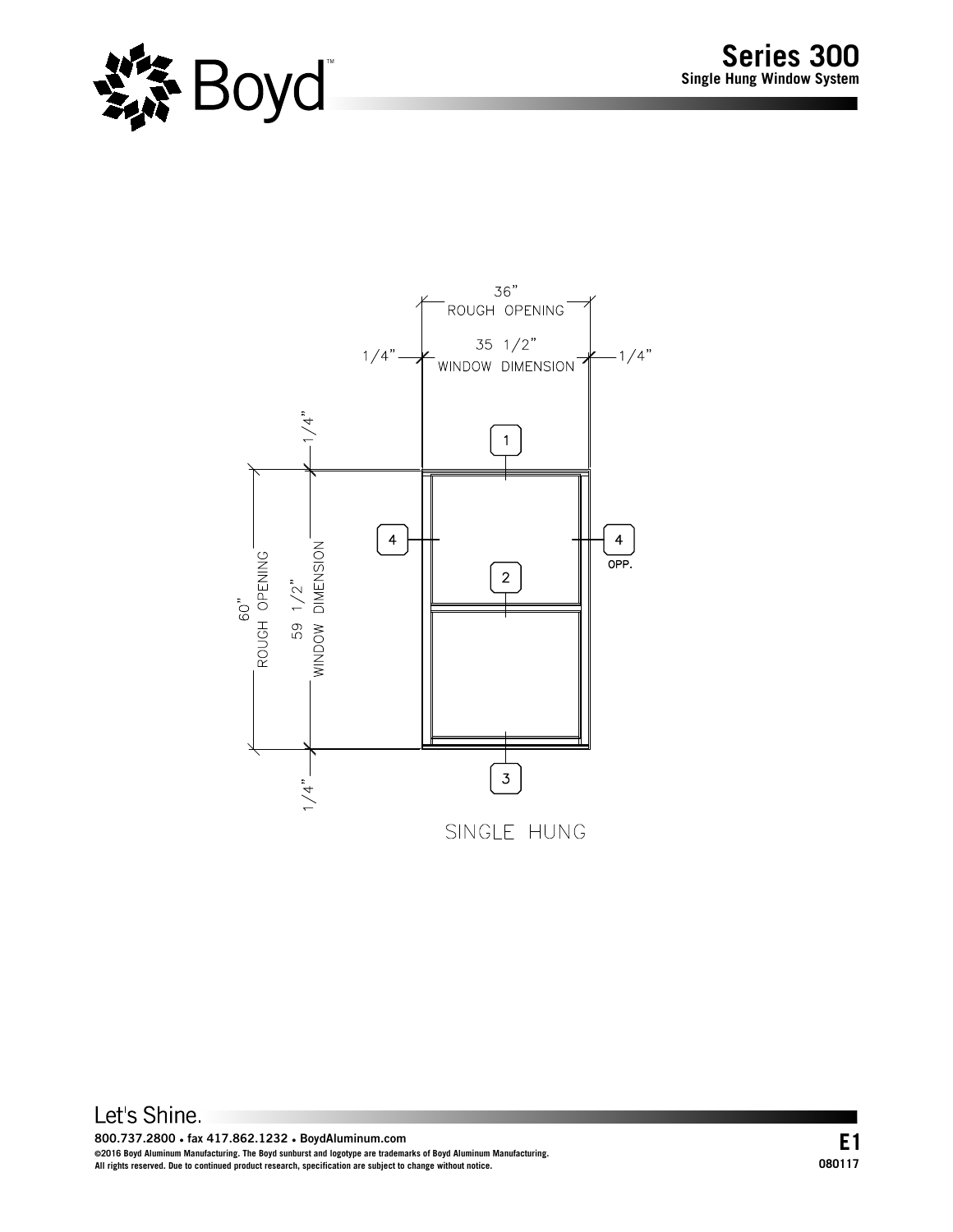# Series 300

**Single Hung Window System**

36"
ROUGH OPENING

35 1/2"
WINDOW DIMENSION

1/4"

1/4"

60"
ROUGH OPENING

59 1/2"
WINDOW DIMENSION

1/4"

1/4"

1

2

3

4

4
OPP.

SINGLE HUNG

Let's Shine.

800.737.2800 • fax 417.862.1232 • BoydAluminum.com

©2016 Boyd Aluminum Manufacturing. The Boyd sunburst and logotype are trademarks of Boyd Aluminum Manufacturing.
All rights reserved. Due to continued product research, specification are subject to change without notice.

E1

080117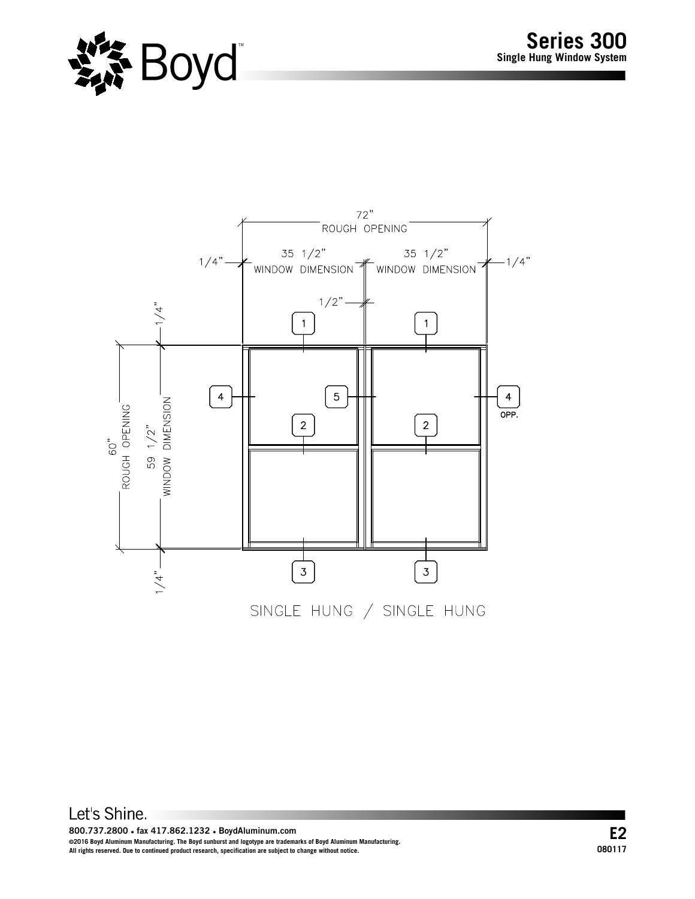# Series 300

**Single Hung Window System**

72"
ROUGH OPENING

1/4"

35 1/2"
WINDOW DIMENSION

1/2"

35 1/2"
WINDOW DIMENSION

1/4"

1/4"

60"
ROUGH OPENING

59 1/2"
WINDOW DIMENSION

1/4"

1

1

4

5

4
OPP.

2

2

3

3

SINGLE HUNG / SINGLE HUNG

Let's Shine.

800.737.2800 • fax 417.862.1232 • BoydAluminum.com

©2016 Boyd Aluminum Manufacturing. The Boyd sunburst and logotype are trademarks of Boyd Aluminum Manufacturing.
All rights reserved. Due to continued product research, specification are subject to change without notice.

E2

080117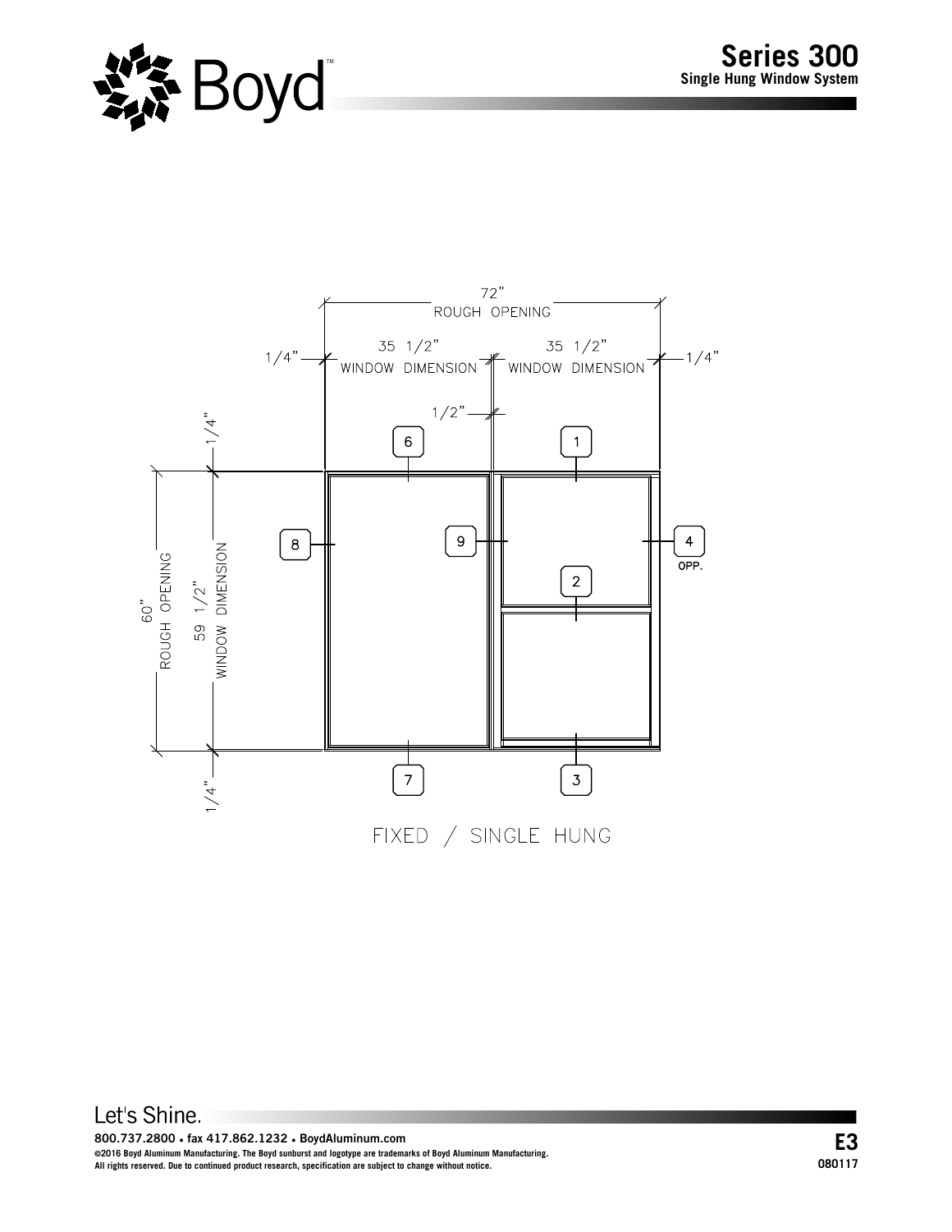# Series 300

**Single Hung Window System**

72"
ROUGH OPENING

1/4"

35 1/2"
WINDOW DIMENSION

35 1/2"
WINDOW DIMENSION

1/4"

1/2"

1/4"

60"
ROUGH OPENING

59 1/2"
WINDOW DIMENSION

1/4"

6

1

8

9

4
OPP.

2

7

3

FIXED / SINGLE HUNG

Let's Shine.

800.737.2800 • fax 417.862.1232 • BoydAluminum.com

©2016 Boyd Aluminum Manufacturing. The Boyd sunburst and logotype are trademarks of Boyd Aluminum Manufacturing.
All rights reserved. Due to continued product research, specification are subject to change without notice.

E3

080117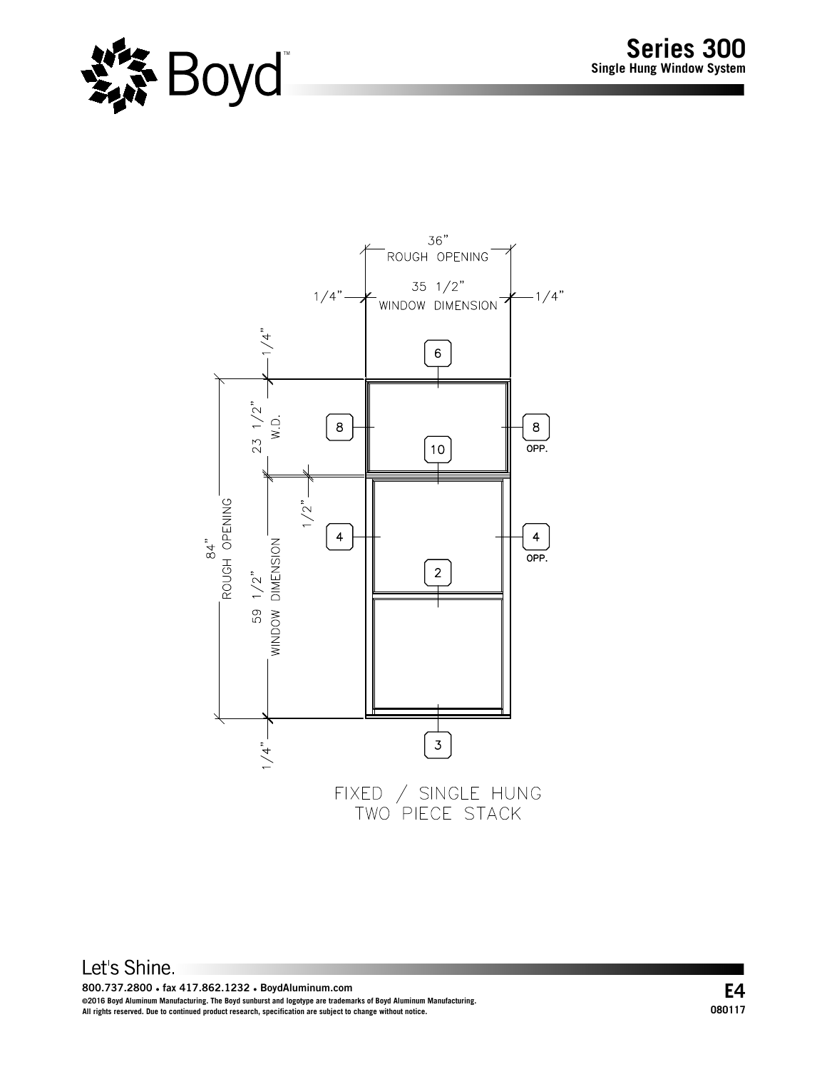# Series 300

**Single Hung Window System**

36"
ROUGH OPENING

1/4" 35 1/2" 1/4"
WINDOW DIMENSION

1/4"

23 1/2"
W.D.

84"
ROUGH OPENING

1/2"

59 1/2"
WINDOW DIMENSION

1/4"

6

8 8 OPP.

10

4 4 OPP.

2

3

FIXED / SINGLE HUNG
TWO PIECE STACK

Let's Shine.

800.737.2800 • fax 417.862.1232 • BoydAluminum.com

©2016 Boyd Aluminum Manufacturing. The Boyd sunburst and logotype are trademarks of Boyd Aluminum Manufacturing.
All rights reserved. Due to continued product research, specification are subject to change without notice.

**E4**
080117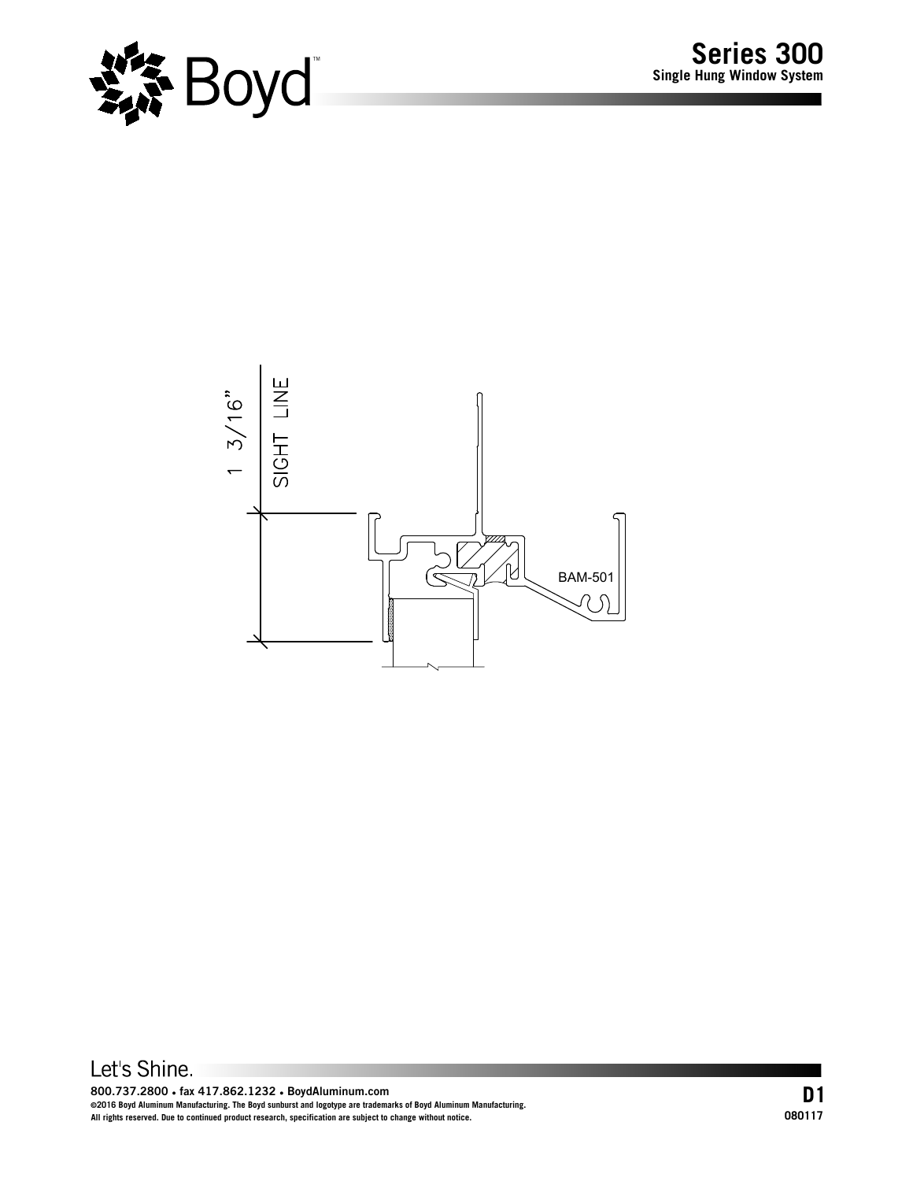# Series 300
**Single Hung Window System**

1 3/16"

SIGHT LINE

BAM-501

Let's Shine.

800.737.2800 • fax 417.862.1232 • BoydAluminum.com

©2016 Boyd Aluminum Manufacturing. The Boyd sunburst and logotype are trademarks of Boyd Aluminum Manufacturing.
All rights reserved. Due to continued product research, specification are subject to change without notice.

**D1**

080117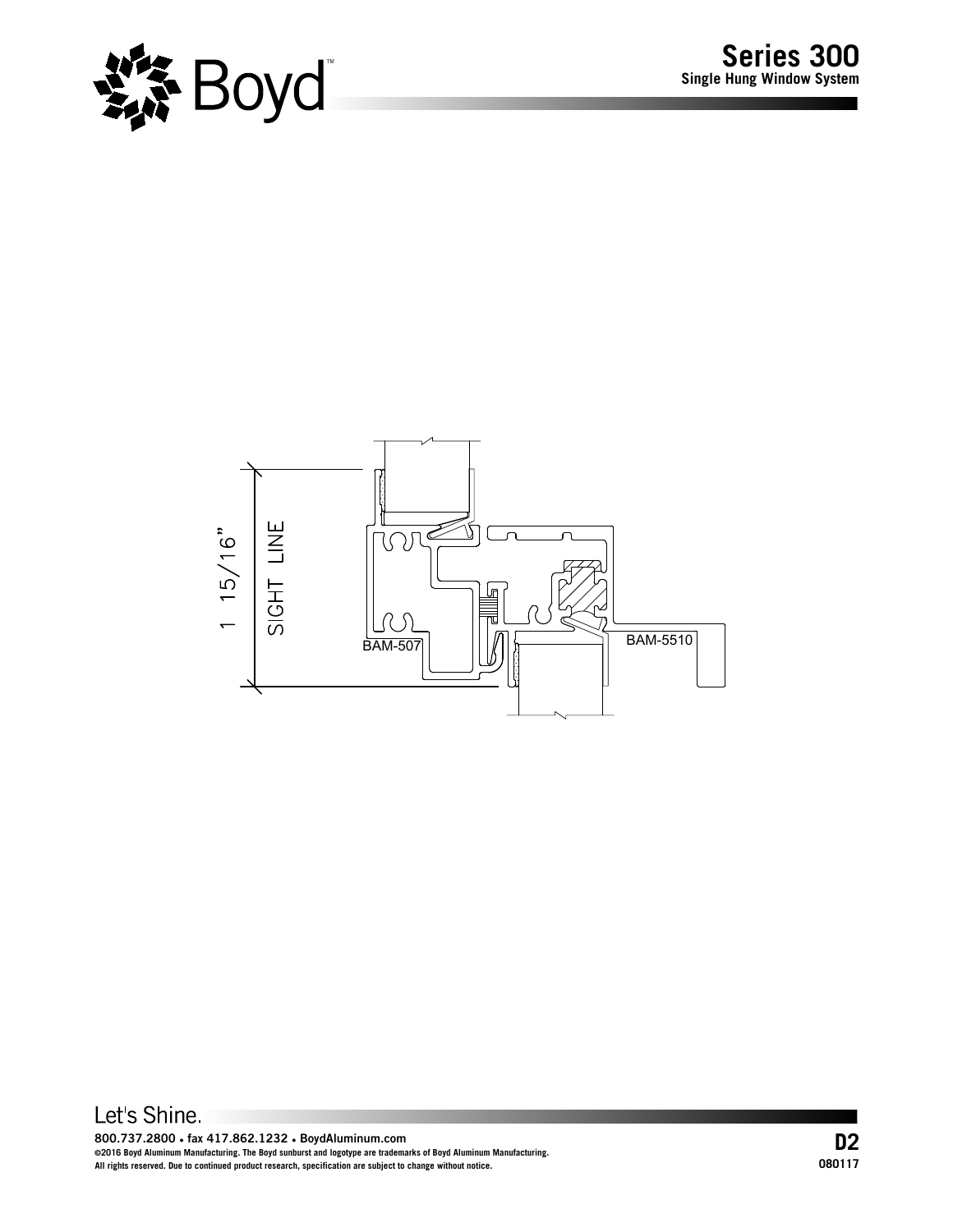# Series 300

**Single Hung Window System**

1 15/16"

SIGHT LINE

BAM-507

BAM-5510

Let's Shine.

**800.737.2800 • fax 417.862.1232 • BoydAluminum.com**

**©2016 Boyd Aluminum Manufacturing. The Boyd sunburst and logotype are trademarks of Boyd Aluminum Manufacturing.**

**All rights reserved. Due to continued product research, specification are subject to change without notice.**

**D2**

**080117**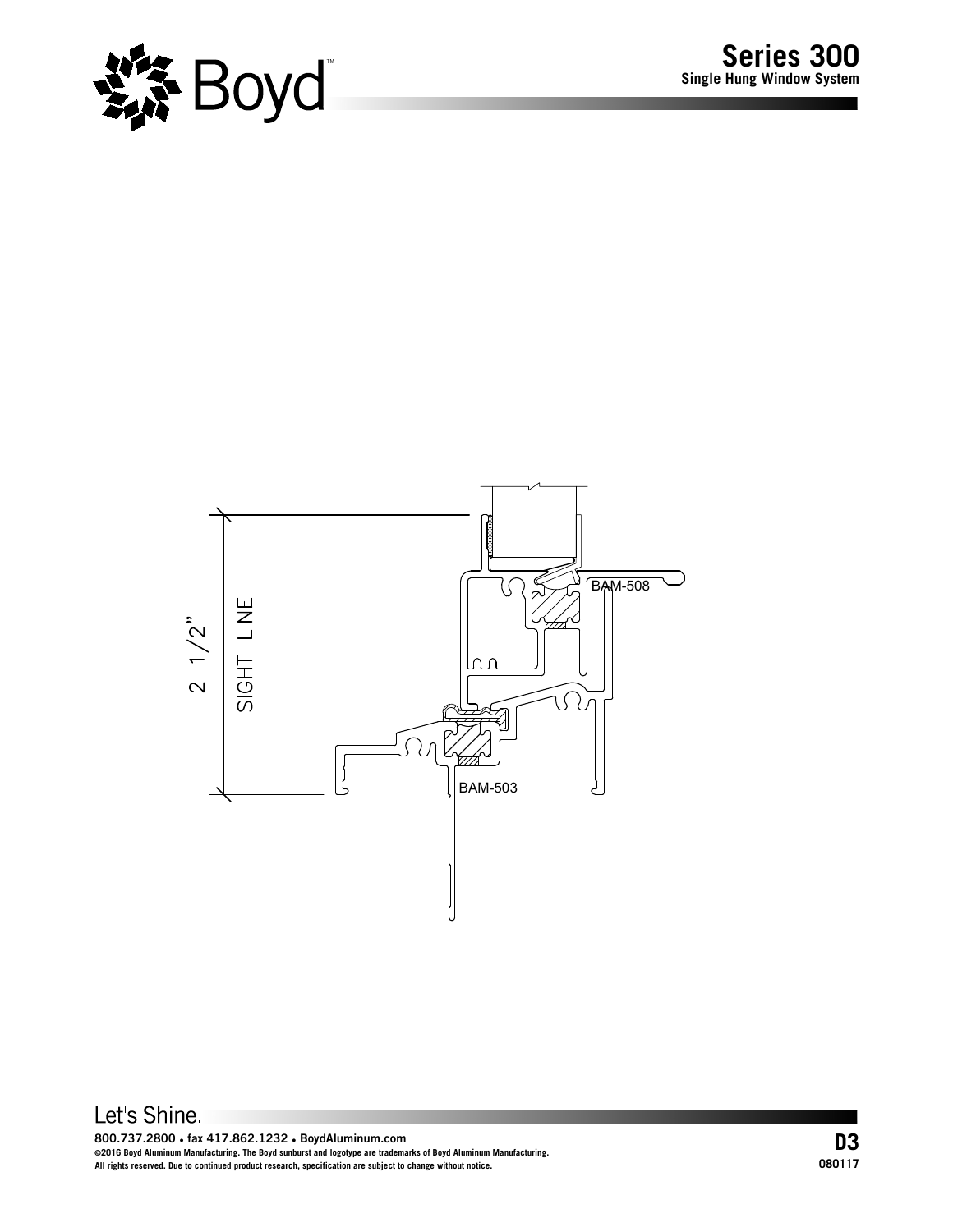2 1/2"

SIGHT LINE

BAM-508

BAM-503

D3

080117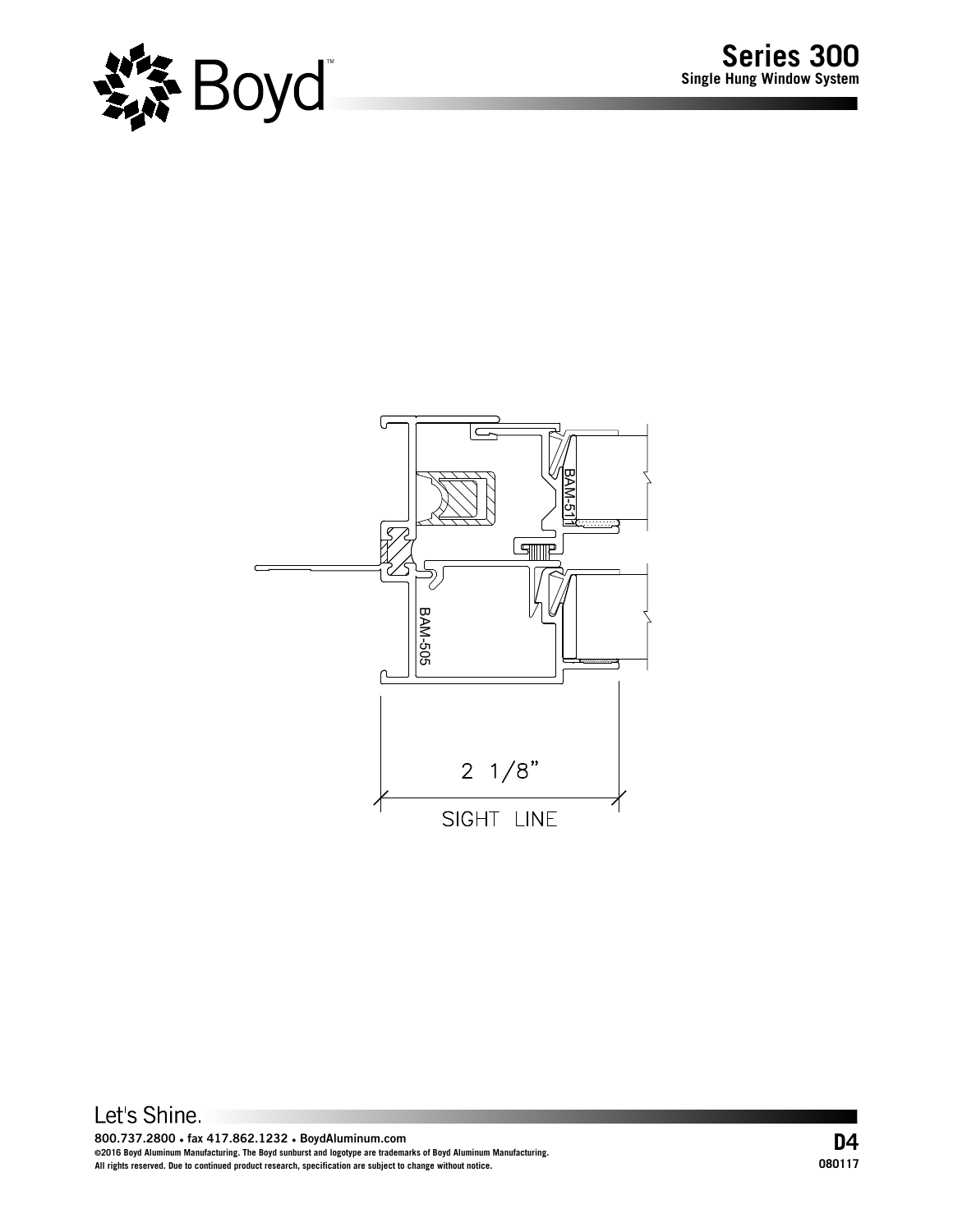# Series 300

**Single Hung Window System**

BAM-511

BAM-505

2 1/8"

SIGHT LINE

Let's Shine.

**800.737.2800 • fax 417.862.1232 • BoydAluminum.com**

**©2016 Boyd Aluminum Manufacturing. The Boyd sunburst and logotype are trademarks of Boyd Aluminum Manufacturing.**
**All rights reserved. Due to continued product research, specification are subject to change without notice.**

**D4**

**080117**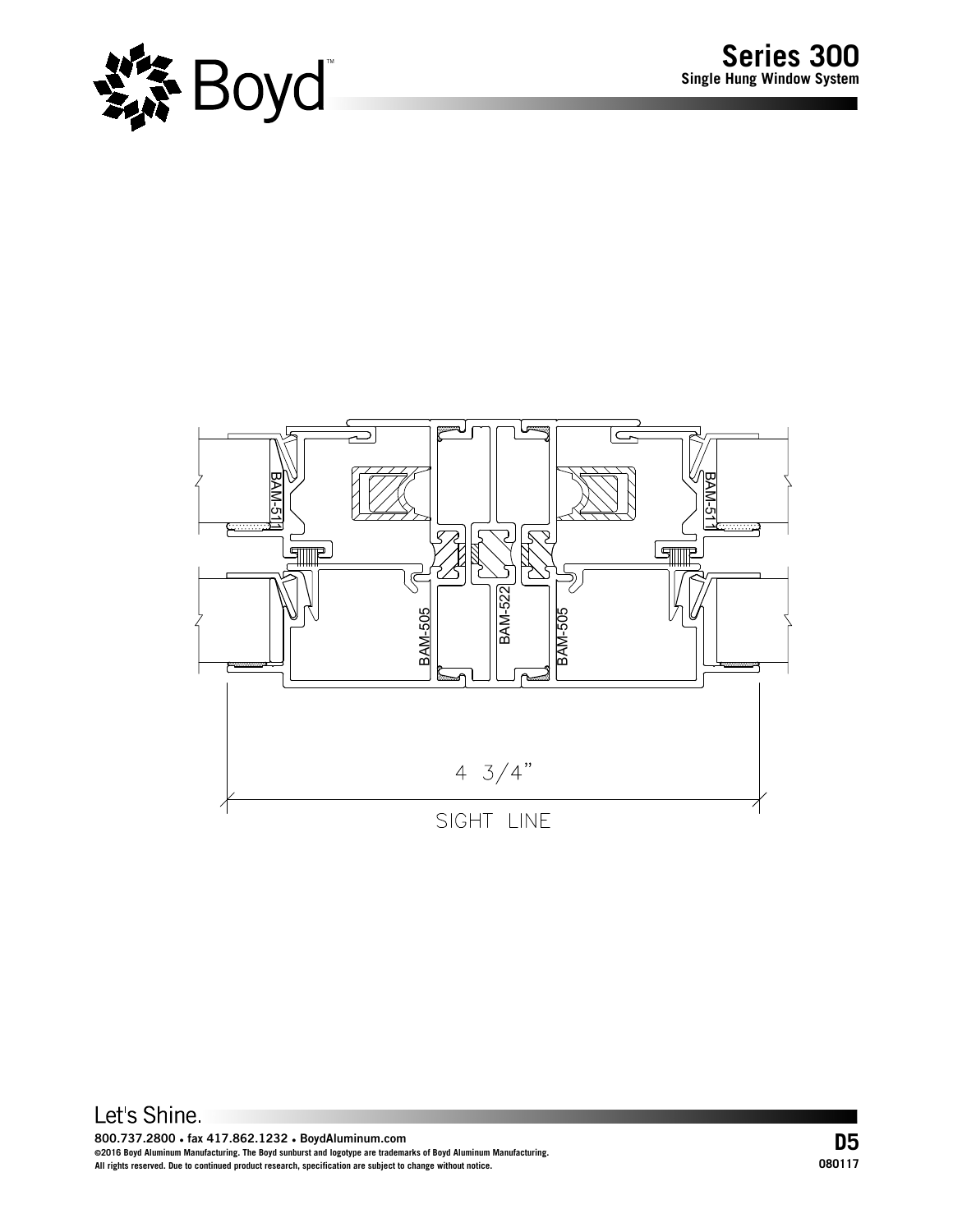# Series 300

**Single Hung Window System**

BAM-511

BAM-511

BAM-505

BAM-522

BAM-505

4 3/4"

SIGHT LINE

Let's Shine.

**800.737.2800 • fax 417.862.1232 • BoydAluminum.com**

**©2016 Boyd Aluminum Manufacturing. The Boyd sunburst and logotype are trademarks of Boyd Aluminum Manufacturing.**

**All rights reserved. Due to continued product research, specification are subject to change without notice.**

**D5**

**080117**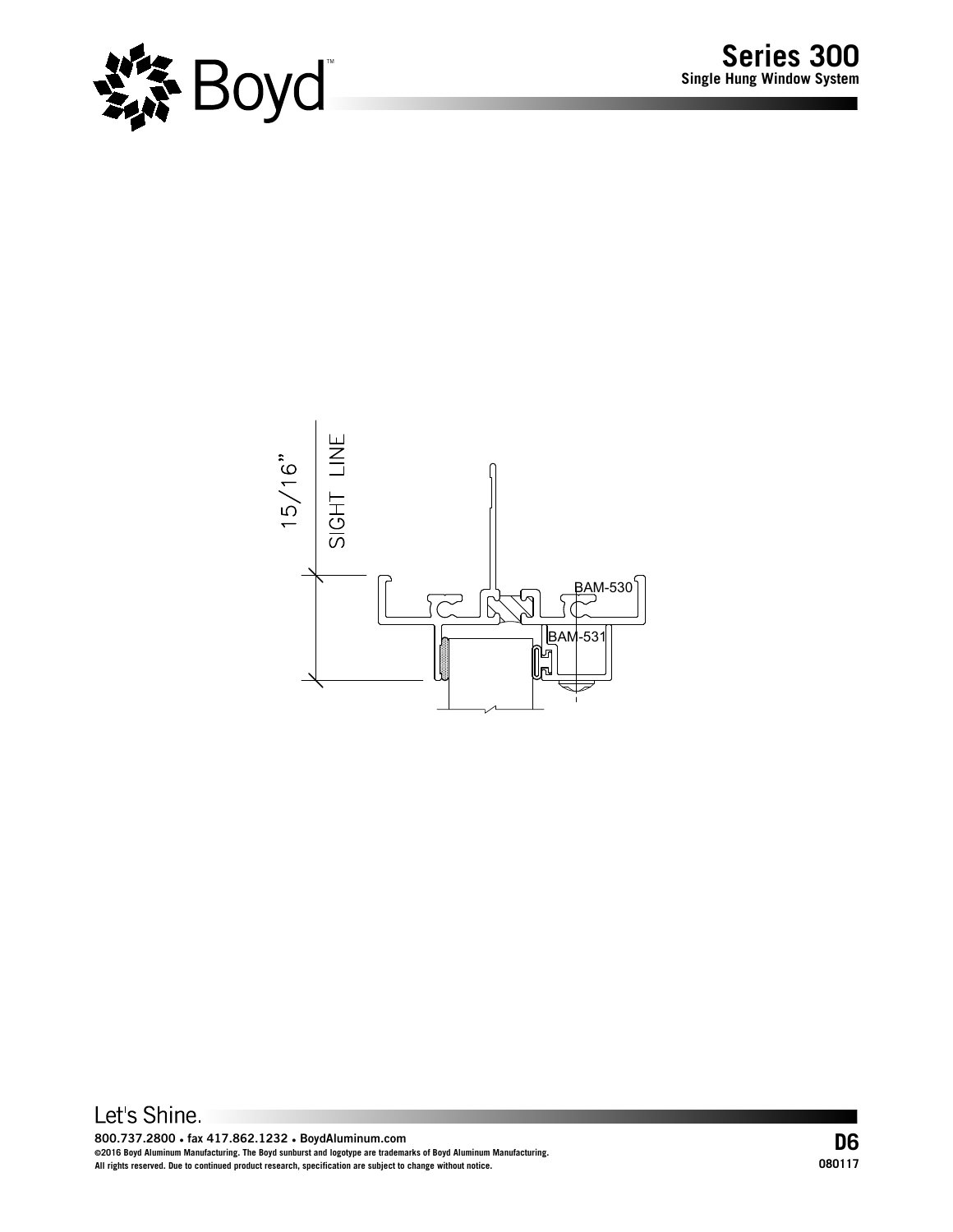# Series 300

**Single Hung Window System**

15/16"

SIGHT LINE

BAM-530

BAM-531

800.737.2800 • fax 417.862.1232 • BoydAluminum.com

©2016 Boyd Aluminum Manufacturing. The Boyd sunburst and logotype are trademarks of Boyd Aluminum Manufacturing.
All rights reserved. Due to continued product research, specification are subject to change without notice.

**D6**

080117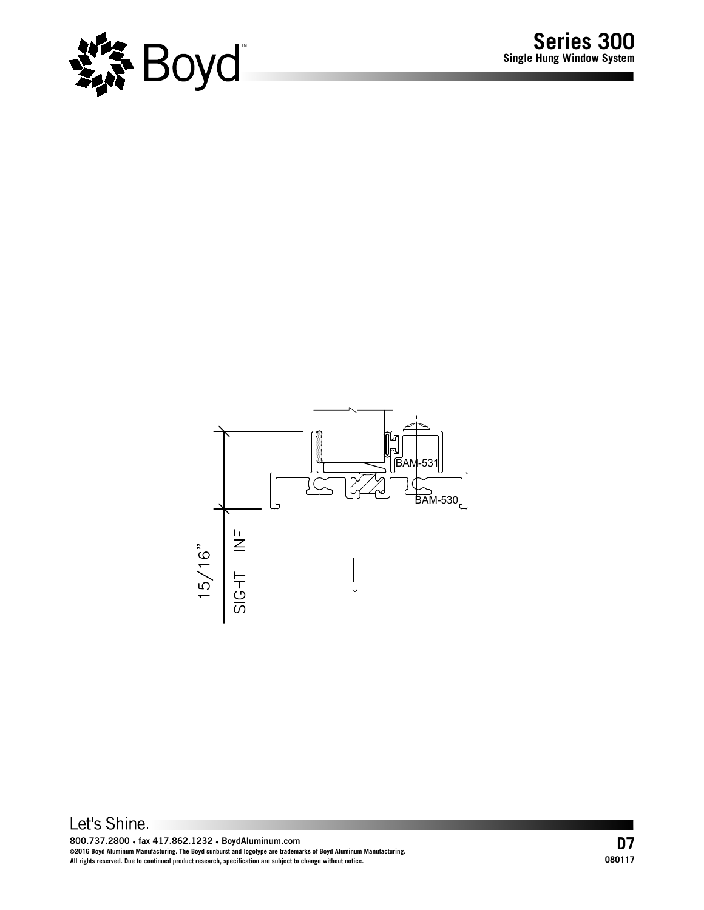BAM-531

BAM-530

15/16"

SIGHT LINE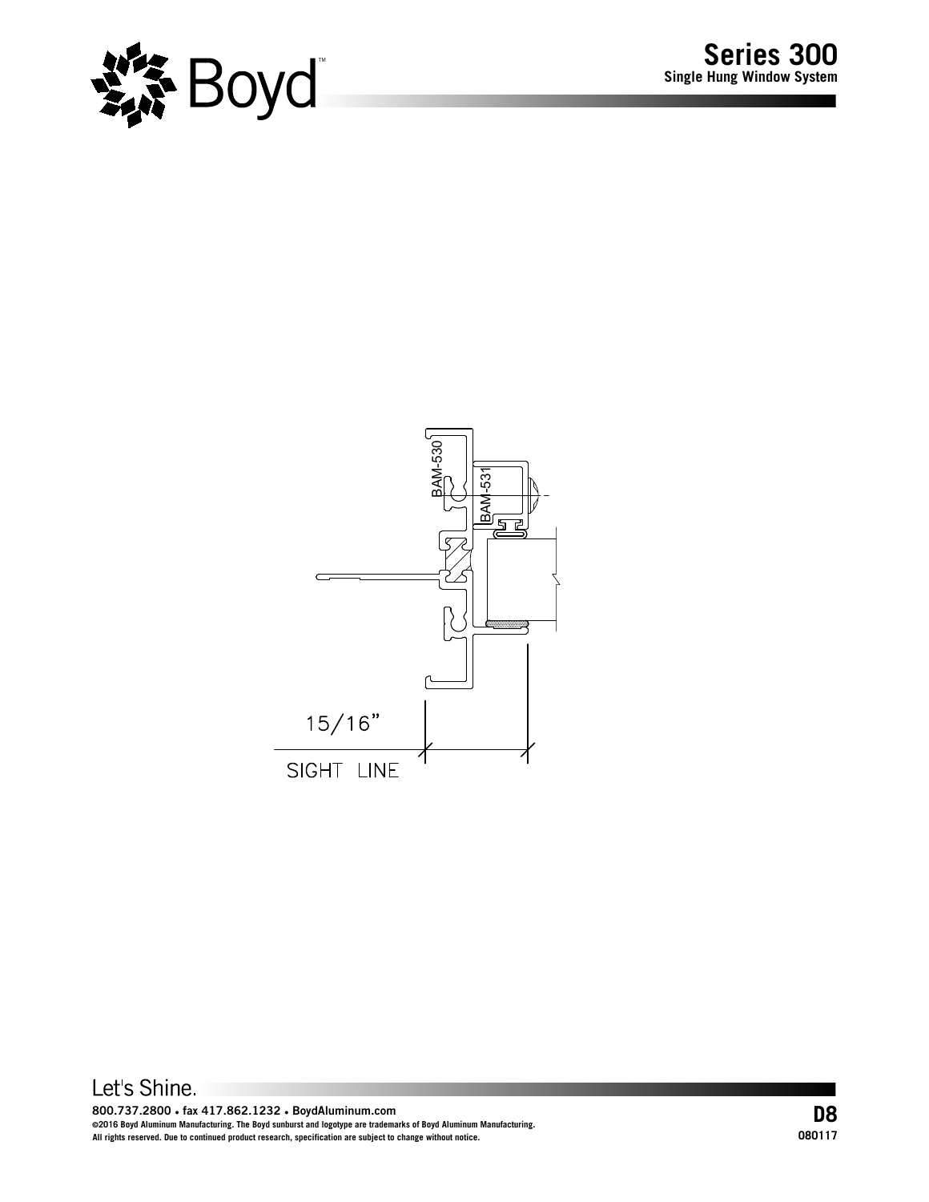BAM-530

BAM-531

15/16"

SIGHT LINE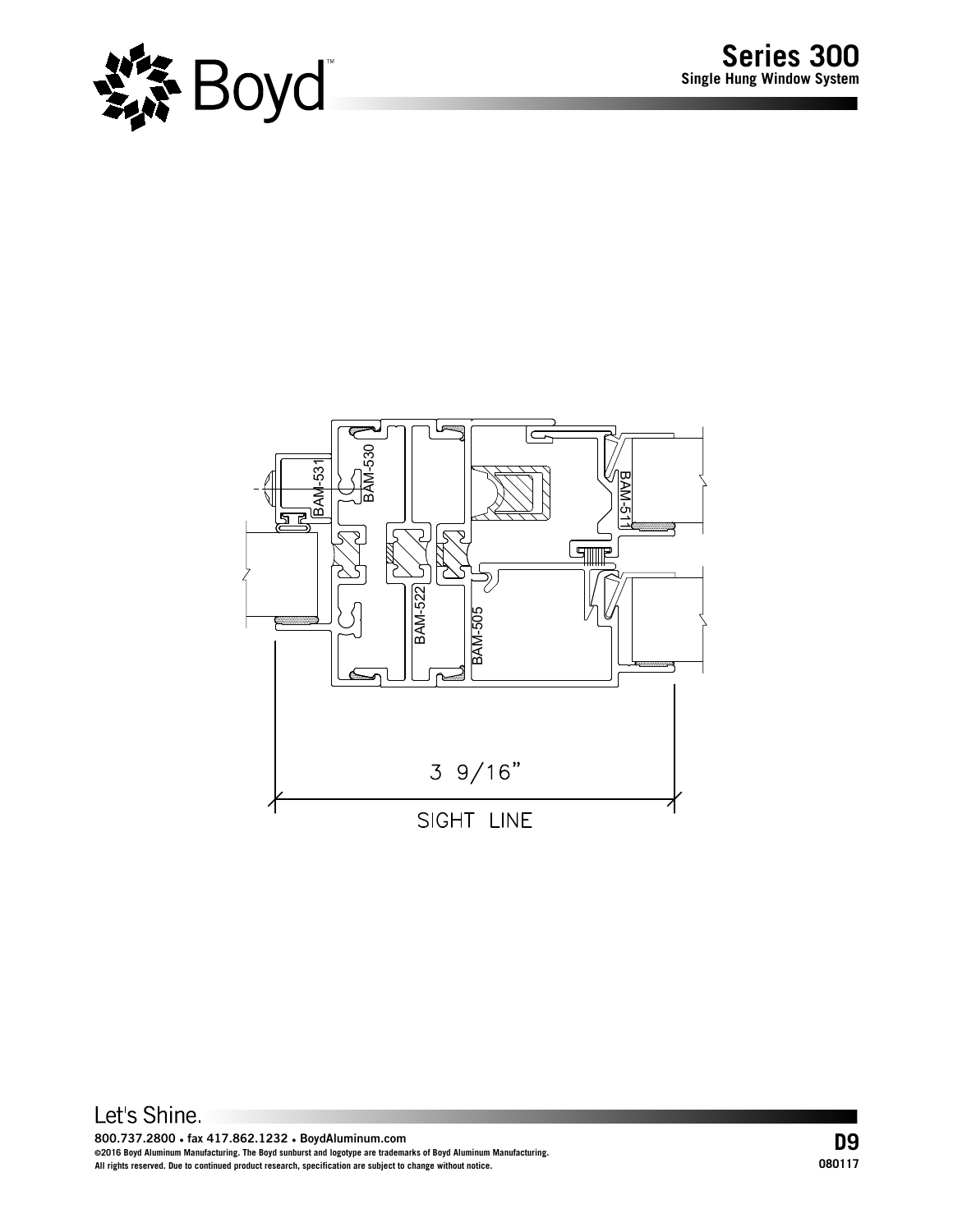# Series 300

**Single Hung Window System**

BAM-531

BAM-530

BAM-511

BAM-522

BAM-505

3 9/16"

SIGHT LINE

Let's Shine.

**800.737.2800 • fax 417.862.1232 • BoydAluminum.com**

**©2016 Boyd Aluminum Manufacturing. The Boyd sunburst and logotype are trademarks of Boyd Aluminum Manufacturing.**

**All rights reserved. Due to continued product research, specification are subject to change without notice.**

**D9**

**080117**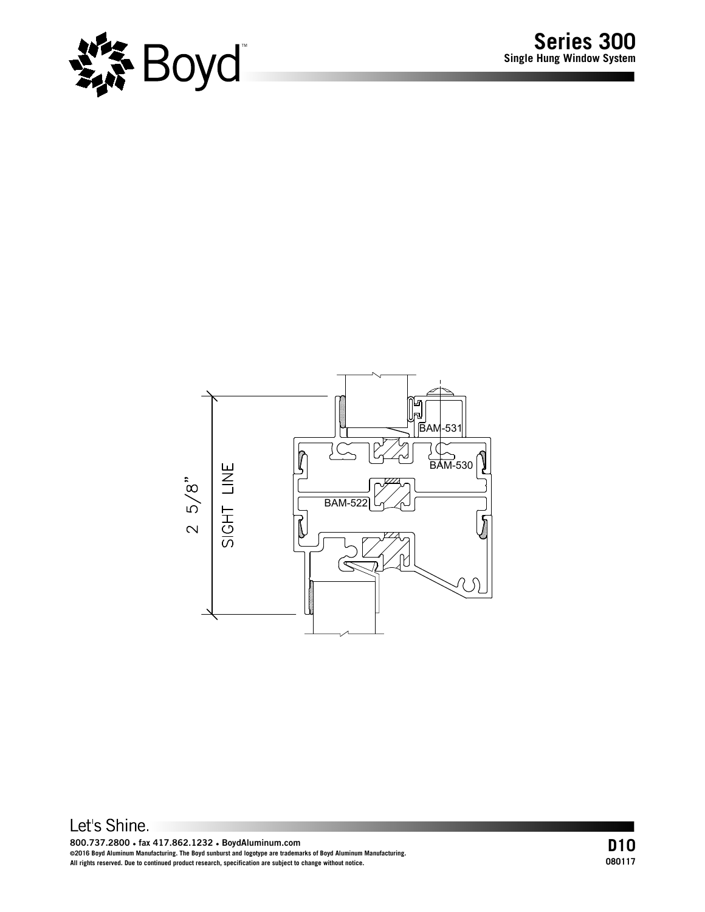2 5/8"

SIGHT LINE

BAM-531

BAM-530

BAM-522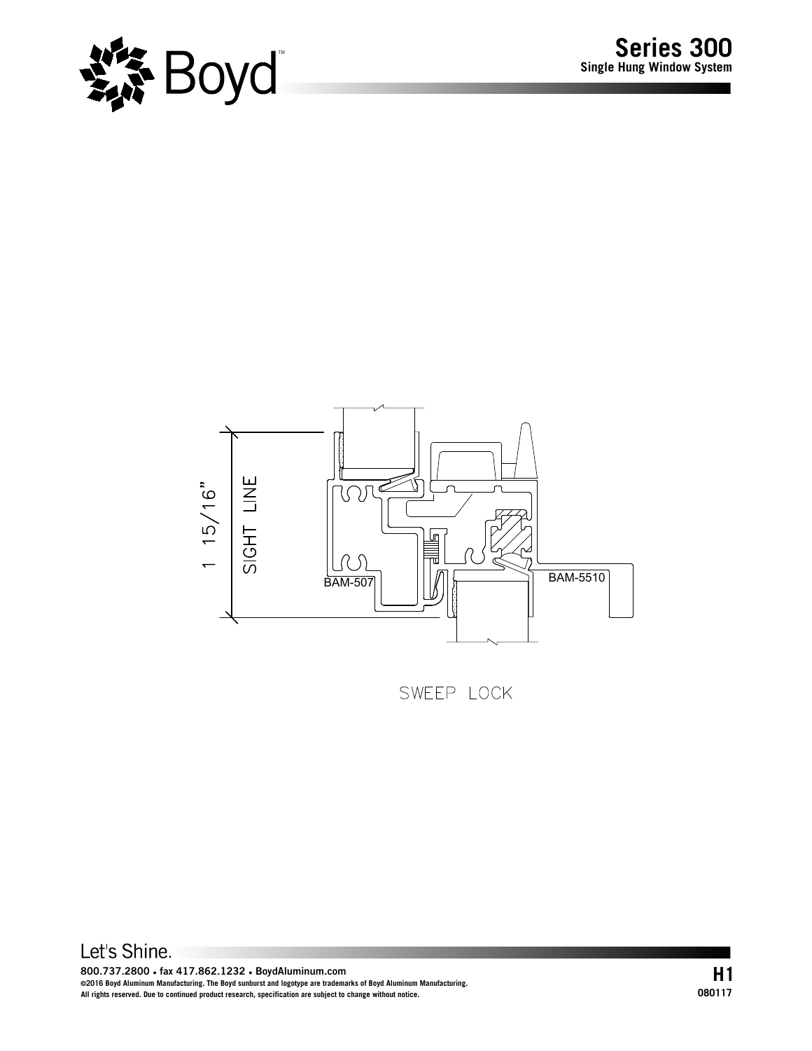# Series 300

**Single Hung Window System**

1 15/16"

SIGHT LINE

BAM-507

BAM-5510

SWEEP LOCK

Let's Shine.

**800.737.2800 • fax 417.862.1232 • BoydAluminum.com**

**©2016 Boyd Aluminum Manufacturing. The Boyd sunburst and logotype are trademarks of Boyd Aluminum Manufacturing.**

**All rights reserved. Due to continued product research, specification are subject to change without notice.**

**H1**

**080117**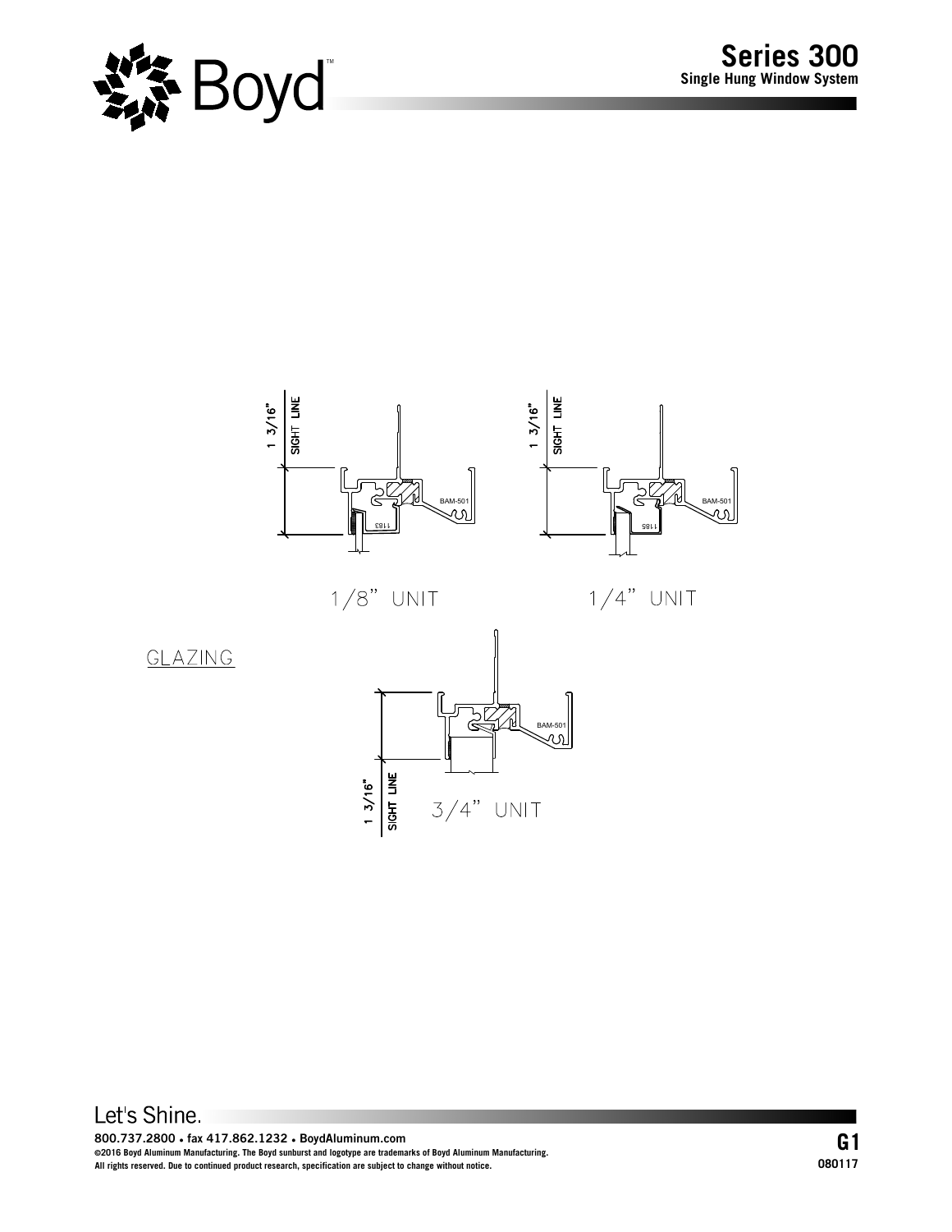# Series 300
**Single Hung Window System**

GLAZING

1 3/16"
SIGHT LINE

BAM-501

1183

1/8" UNIT

1 3/16"
SIGHT LINE

BAM-501

1185

1/4" UNIT

BAM-501

1 3/16"
SIGHT LINE

3/4" UNIT

Let's Shine.

800.737.2800 • fax 417.862.1232 • BoydAluminum.com

©2016 Boyd Aluminum Manufacturing. The Boyd sunburst and logotype are trademarks of Boyd Aluminum Manufacturing.
All rights reserved. Due to continued product research, specification are subject to change without notice.

G1
080117